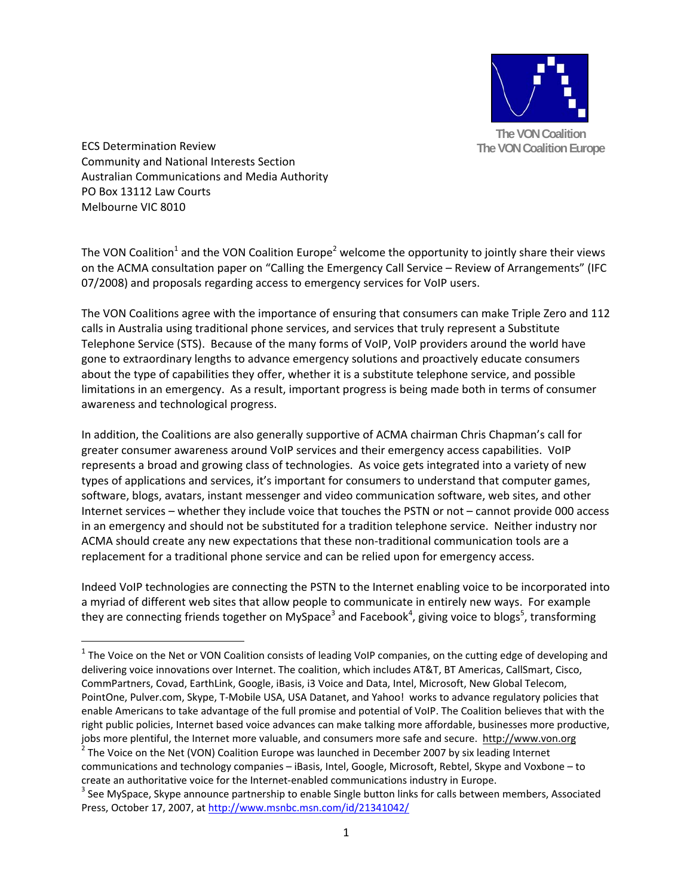The VON Coalition
The VON Coalition Europe

ECS Determination Review
Community and National Interests Section
Australian Communications and Media Authority
PO Box 13112 Law Courts
Melbourne VIC 8010

The VON Coalition[1] and the VON Coalition Europe[2] welcome the opportunity to jointly share their views on the ACMA consultation paper on "Calling the Emergency Call Service – Review of Arrangements" (IFC 07/2008) and proposals regarding access to emergency services for VoIP users.

The VON Coalitions agree with the importance of ensuring that consumers can make Triple Zero and 112 calls in Australia using traditional phone services, and services that truly represent a Substitute Telephone Service (STS). Because of the many forms of VoIP, VoIP providers around the world have gone to extraordinary lengths to advance emergency solutions and proactively educate consumers about the type of capabilities they offer, whether it is a substitute telephone service, and possible limitations in an emergency. As a result, important progress is being made both in terms of consumer awareness and technological progress.

In addition, the Coalitions are also generally supportive of ACMA chairman Chris Chapman's call for greater consumer awareness around VoIP services and their emergency access capabilities. VoIP represents a broad and growing class of technologies. As voice gets integrated into a variety of new types of applications and services, it's important for consumers to understand that computer games, software, blogs, avatars, instant messenger and video communication software, web sites, and other Internet services – whether they include voice that touches the PSTN or not – cannot provide 000 access in an emergency and should not be substituted for a tradition telephone service. Neither industry nor ACMA should create any new expectations that these non-traditional communication tools are a replacement for a traditional phone service and can be relied upon for emergency access.

Indeed VoIP technologies are connecting the PSTN to the Internet enabling voice to be incorporated into a myriad of different web sites that allow people to communicate in entirely new ways. For example they are connecting friends together on MySpace[3] and Facebook[4], giving voice to blogs[5], transforming

---

[1] The Voice on the Net or VON Coalition consists of leading VoIP companies, on the cutting edge of developing and delivering voice innovations over Internet. The coalition, which includes AT&T, BT Americas, CallSmart, Cisco, CommPartners, Covad, EarthLink, Google, iBasis, i3 Voice and Data, Intel, Microsoft, New Global Telecom, PointOne, Pulver.com, Skype, T-Mobile USA, USA Datanet, and Yahoo! works to advance regulatory policies that enable Americans to take advantage of the full promise and potential of VoIP. The Coalition believes that with the right public policies, Internet based voice advances can make talking more affordable, businesses more productive, jobs more plentiful, the Internet more valuable, and consumers more safe and secure. http://www.von.org

[2] The Voice on the Net (VON) Coalition Europe was launched in December 2007 by six leading Internet communications and technology companies – iBasis, Intel, Google, Microsoft, Rebtel, Skype and Voxbone – to create an authoritative voice for the Internet-enabled communications industry in Europe.

[3] See MySpace, Skype announce partnership to enable Single button links for calls between members, Associated Press, October 17, 2007, at http://www.msnbc.msn.com/id/21341042/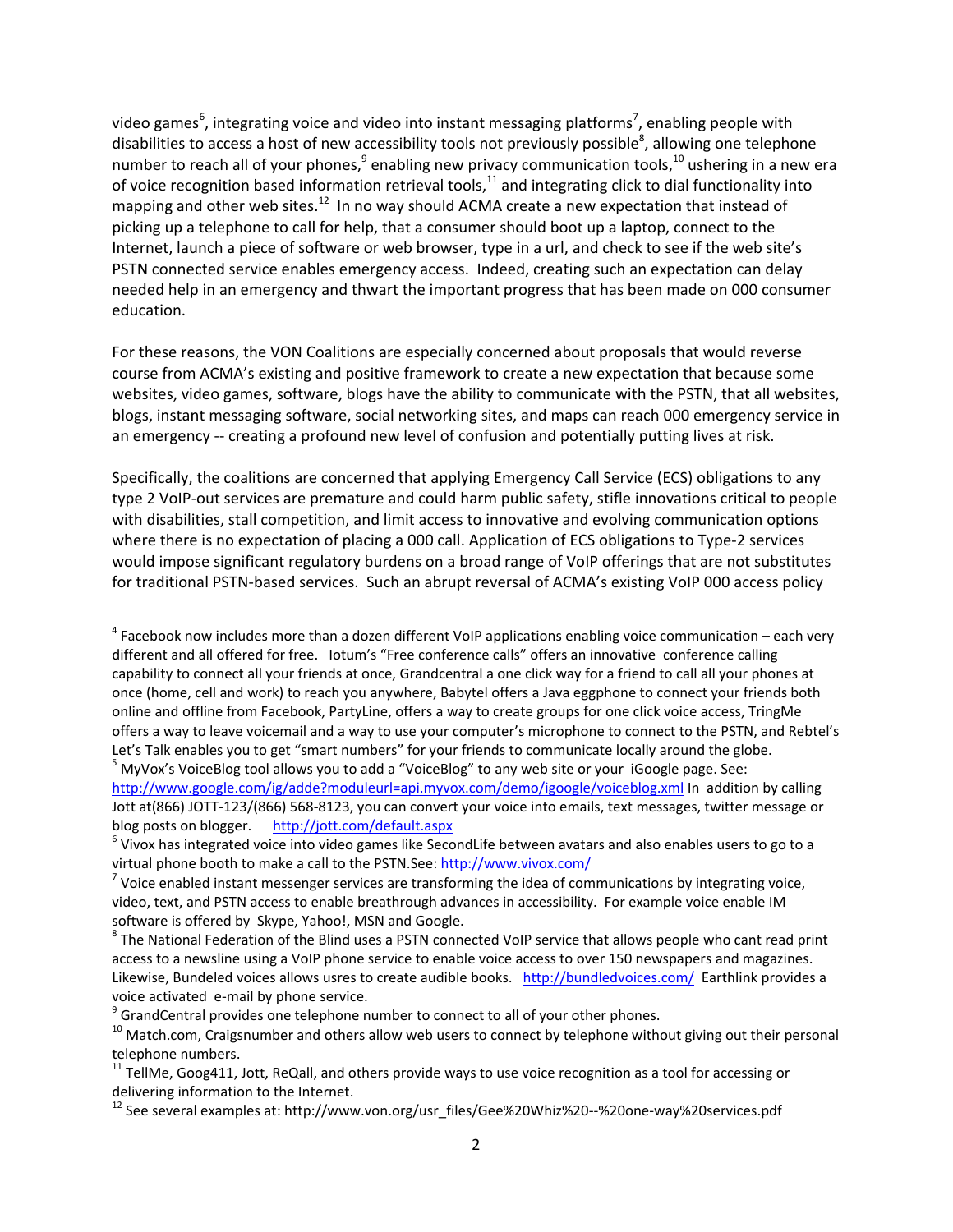video games[6], integrating voice and video into instant messaging platforms[7], enabling people with disabilities to access a host of new accessibility tools not previously possible[8], allowing one telephone number to reach all of your phones,[9] enabling new privacy communication tools,[10] ushering in a new era of voice recognition based information retrieval tools,[11] and integrating click to dial functionality into mapping and other web sites.[12] In no way should ACMA create a new expectation that instead of picking up a telephone to call for help, that a consumer should boot up a laptop, connect to the Internet, launch a piece of software or web browser, type in a url, and check to see if the web site's PSTN connected service enables emergency access. Indeed, creating such an expectation can delay needed help in an emergency and thwart the important progress that has been made on 000 consumer education.

For these reasons, the VON Coalitions are especially concerned about proposals that would reverse course from ACMA's existing and positive framework to create a new expectation that because some websites, video games, software, blogs have the ability to communicate with the PSTN, that all websites, blogs, instant messaging software, social networking sites, and maps can reach 000 emergency service in an emergency -- creating a profound new level of confusion and potentially putting lives at risk.

Specifically, the coalitions are concerned that applying Emergency Call Service (ECS) obligations to any type 2 VoIP-out services are premature and could harm public safety, stifle innovations critical to people with disabilities, stall competition, and limit access to innovative and evolving communication options where there is no expectation of placing a 000 call. Application of ECS obligations to Type-2 services would impose significant regulatory burdens on a broad range of VoIP offerings that are not substitutes for traditional PSTN-based services. Such an abrupt reversal of ACMA's existing VoIP 000 access policy

---

[4] Facebook now includes more than a dozen different VoIP applications enabling voice communication – each very different and all offered for free. Iotum's "Free conference calls" offers an innovative conference calling capability to connect all your friends at once, Grandcentral a one click way for a friend to call all your phones at once (home, cell and work) to reach you anywhere, Babytel offers a Java eggphone to connect your friends both online and offline from Facebook, PartyLine, offers a way to create groups for one click voice access, TringMe offers a way to leave voicemail and a way to use your computer's microphone to connect to the PSTN, and Rebtel's Let's Talk enables you to get "smart numbers" for your friends to communicate locally around the globe.

[5] MyVox's VoiceBlog tool allows you to add a "VoiceBlog" to any web site or your iGoogle page. See: http://www.google.com/ig/adde?moduleurl=api.myvox.com/demo/igoogle/voiceblog.xml In addition by calling Jott at(866) JOTT-123/(866) 568-8123, you can convert your voice into emails, text messages, twitter message or blog posts on blogger. http://jott.com/default.aspx

[6] Vivox has integrated voice into video games like SecondLife between avatars and also enables users to go to a virtual phone booth to make a call to the PSTN.See: http://www.vivox.com/

[7] Voice enabled instant messenger services are transforming the idea of communications by integrating voice, video, text, and PSTN access to enable breathrough advances in accessibility. For example voice enable IM software is offered by Skype, Yahoo!, MSN and Google.

[8] The National Federation of the Blind uses a PSTN connected VoIP service that allows people who cant read print access to a newsline using a VoIP phone service to enable voice access to over 150 newspapers and magazines. Likewise, Bundeled voices allows usres to create audible books. http://bundledvoices.com/ Earthlink provides a voice activated e-mail by phone service.

[9] GrandCentral provides one telephone number to connect to all of your other phones.

[10] Match.com, Craigsnumber and others allow web users to connect by telephone without giving out their personal telephone numbers.

[11] TellMe, Goog411, Jott, ReQall, and others provide ways to use voice recognition as a tool for accessing or delivering information to the Internet.

[12] See several examples at: http://www.von.org/usr_files/Gee%20Whiz%20--%20one-way%20services.pdf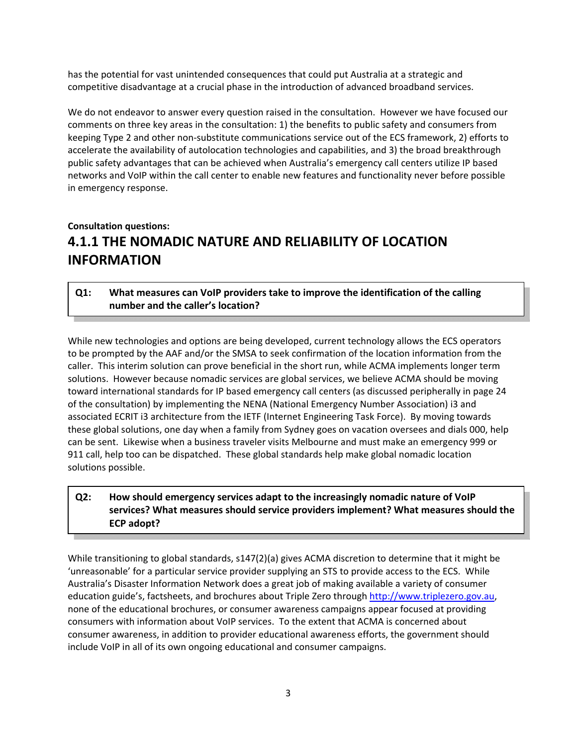has the potential for vast unintended consequences that could put Australia at a strategic and competitive disadvantage at a crucial phase in the introduction of advanced broadband services.

We do not endeavor to answer every question raised in the consultation. However we have focused our comments on three key areas in the consultation: 1) the benefits to public safety and consumers from keeping Type 2 and other non-substitute communications service out of the ECS framework, 2) efforts to accelerate the availability of autolocation technologies and capabilities, and 3) the broad breakthrough public safety advantages that can be achieved when Australia's emergency call centers utilize IP based networks and VoIP within the call center to enable new features and functionality never before possible in emergency response.

**Consultation questions:**

## 4.1.1 THE NOMADIC NATURE AND RELIABILITY OF LOCATION INFORMATION

> **Q1: What measures can VoIP providers take to improve the identification of the calling number and the caller's location?**

While new technologies and options are being developed, current technology allows the ECS operators to be prompted by the AAF and/or the SMSA to seek confirmation of the location information from the caller. This interim solution can prove beneficial in the short run, while ACMA implements longer term solutions. However because nomadic services are global services, we believe ACMA should be moving toward international standards for IP based emergency call centers (as discussed peripherally in page 24 of the consultation) by implementing the NENA (National Emergency Number Association) i3 and associated ECRIT i3 architecture from the IETF (Internet Engineering Task Force). By moving towards these global solutions, one day when a family from Sydney goes on vacation oversees and dials 000, help can be sent. Likewise when a business traveler visits Melbourne and must make an emergency 999 or 911 call, help too can be dispatched. These global standards help make global nomadic location solutions possible.

> **Q2: How should emergency services adapt to the increasingly nomadic nature of VoIP services? What measures should service providers implement? What measures should the ECP adopt?**

While transitioning to global standards, s147(2)(a) gives ACMA discretion to determine that it might be 'unreasonable' for a particular service provider supplying an STS to provide access to the ECS. While Australia's Disaster Information Network does a great job of making available a variety of consumer education guide's, factsheets, and brochures about Triple Zero through http://www.triplezero.gov.au, none of the educational brochures, or consumer awareness campaigns appear focused at providing consumers with information about VoIP services. To the extent that ACMA is concerned about consumer awareness, in addition to provider educational awareness efforts, the government should include VoIP in all of its own ongoing educational and consumer campaigns.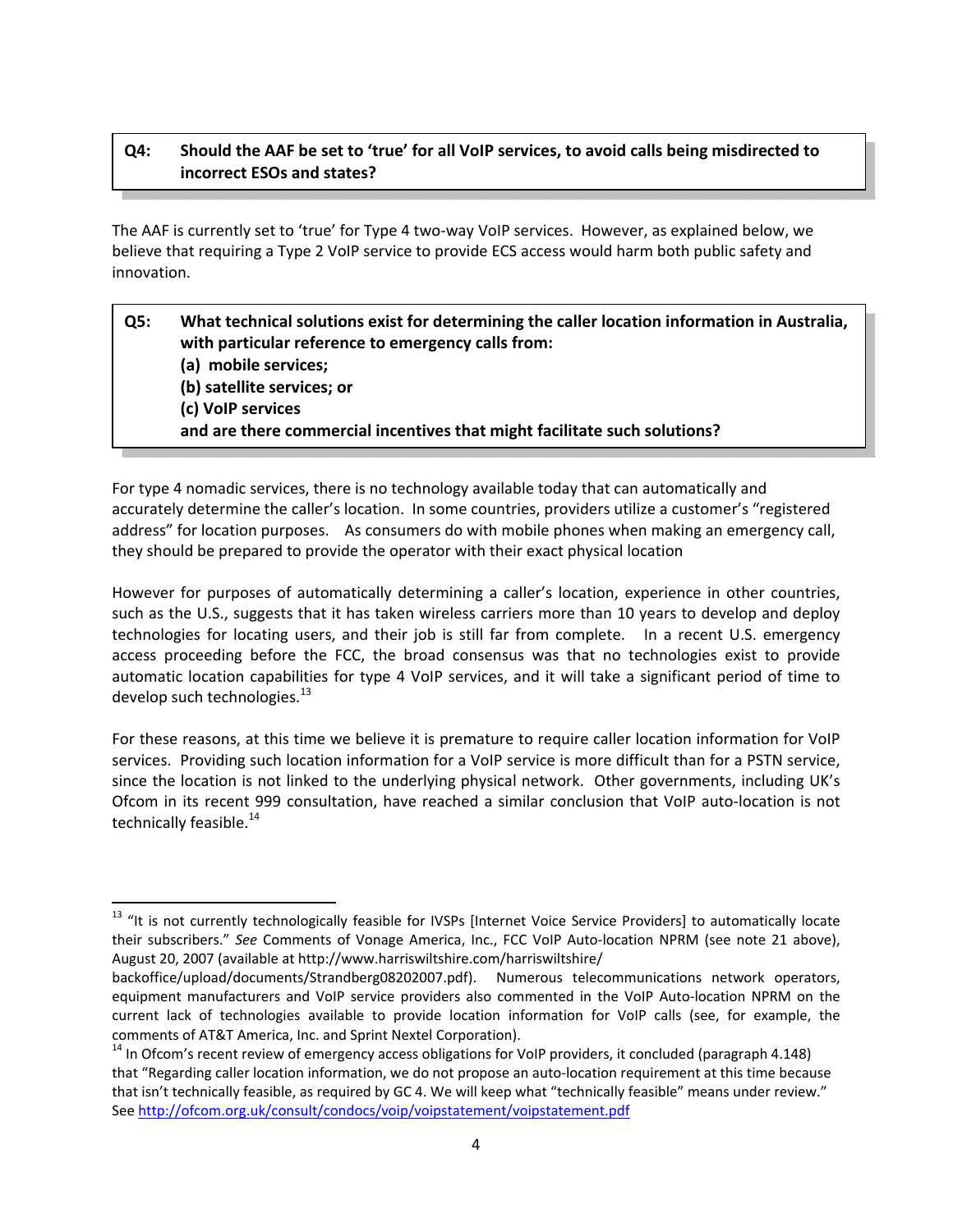**Q4: Should the AAF be set to 'true' for all VoIP services, to avoid calls being misdirected to incorrect ESOs and states?**

The AAF is currently set to 'true' for Type 4 two-way VoIP services. However, as explained below, we believe that requiring a Type 2 VoIP service to provide ECS access would harm both public safety and innovation.

**Q5: What technical solutions exist for determining the caller location information in Australia, with particular reference to emergency calls from:**
**(a) mobile services;**
**(b) satellite services; or**
**(c) VoIP services**
**and are there commercial incentives that might facilitate such solutions?**

For type 4 nomadic services, there is no technology available today that can automatically and accurately determine the caller's location. In some countries, providers utilize a customer's "registered address" for location purposes. As consumers do with mobile phones when making an emergency call, they should be prepared to provide the operator with their exact physical location

However for purposes of automatically determining a caller's location, experience in other countries, such as the U.S., suggests that it has taken wireless carriers more than 10 years to develop and deploy technologies for locating users, and their job is still far from complete. In a recent U.S. emergency access proceeding before the FCC, the broad consensus was that no technologies exist to provide automatic location capabilities for type 4 VoIP services, and it will take a significant period of time to develop such technologies.[13]

For these reasons, at this time we believe it is premature to require caller location information for VoIP services. Providing such location information for a VoIP service is more difficult than for a PSTN service, since the location is not linked to the underlying physical network. Other governments, including UK's Ofcom in its recent 999 consultation, have reached a similar conclusion that VoIP auto-location is not technically feasible.[14]

---

[13] "It is not currently technologically feasible for IVSPs [Internet Voice Service Providers] to automatically locate their subscribers." *See* Comments of Vonage America, Inc., FCC VoIP Auto-location NPRM (see note 21 above), August 20, 2007 (available at http://www.harriswiltshire.com/harriswiltshire/backoffice/upload/documents/Strandberg08202007.pdf). Numerous telecommunications network operators, equipment manufacturers and VoIP service providers also commented in the VoIP Auto-location NPRM on the current lack of technologies available to provide location information for VoIP calls (see, for example, the comments of AT&T America, Inc. and Sprint Nextel Corporation).

[14] In Ofcom's recent review of emergency access obligations for VoIP providers, it concluded (paragraph 4.148) that "Regarding caller location information, we do not propose an auto-location requirement at this time because that isn't technically feasible, as required by GC 4. We will keep what "technically feasible" means under review." See http://ofcom.org.uk/consult/condocs/voip/voipstatement/voipstatement.pdf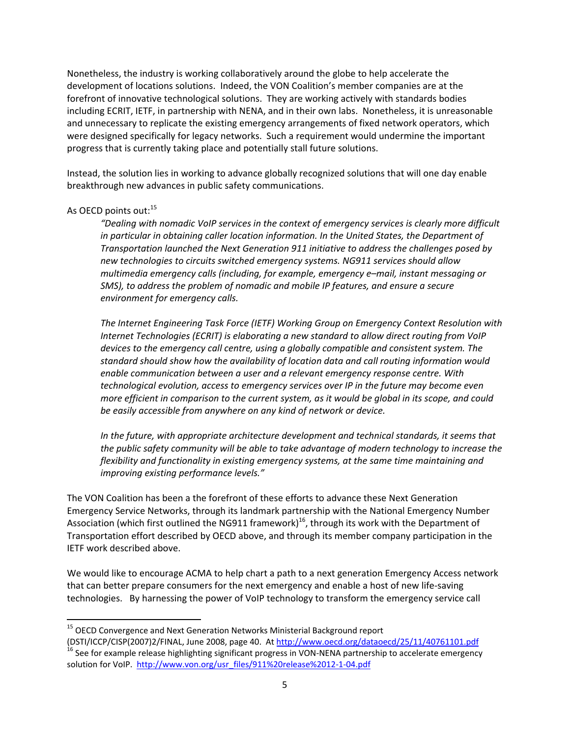Nonetheless, the industry is working collaboratively around the globe to help accelerate the development of locations solutions. Indeed, the VON Coalition's member companies are at the forefront of innovative technological solutions. They are working actively with standards bodies including ECRIT, IETF, in partnership with NENA, and in their own labs. Nonetheless, it is unreasonable and unnecessary to replicate the existing emergency arrangements of fixed network operators, which were designed specifically for legacy networks. Such a requirement would undermine the important progress that is currently taking place and potentially stall future solutions.

Instead, the solution lies in working to advance globally recognized solutions that will one day enable breakthrough new advances in public safety communications.

As OECD points out:[15]

> *"Dealing with nomadic VoIP services in the context of emergency services is clearly more difficult in particular in obtaining caller location information. In the United States, the Department of Transportation launched the Next Generation 911 initiative to address the challenges posed by new technologies to circuits switched emergency systems. NG911 services should allow multimedia emergency calls (including, for example, emergency e–mail, instant messaging or SMS), to address the problem of nomadic and mobile IP features, and ensure a secure environment for emergency calls.*
>
> *The Internet Engineering Task Force (IETF) Working Group on Emergency Context Resolution with Internet Technologies (ECRIT) is elaborating a new standard to allow direct routing from VoIP devices to the emergency call centre, using a globally compatible and consistent system. The standard should show how the availability of location data and call routing information would enable communication between a user and a relevant emergency response centre. With technological evolution, access to emergency services over IP in the future may become even more efficient in comparison to the current system, as it would be global in its scope, and could be easily accessible from anywhere on any kind of network or device.*
>
> *In the future, with appropriate architecture development and technical standards, it seems that the public safety community will be able to take advantage of modern technology to increase the flexibility and functionality in existing emergency systems, at the same time maintaining and improving existing performance levels."*

The VON Coalition has been a the forefront of these efforts to advance these Next Generation Emergency Service Networks, through its landmark partnership with the National Emergency Number Association (which first outlined the NG911 framework)[16], through its work with the Department of Transportation effort described by OECD above, and through its member company participation in the IETF work described above.

We would like to encourage ACMA to help chart a path to a next generation Emergency Access network that can better prepare consumers for the next emergency and enable a host of new life-saving technologies. By harnessing the power of VoIP technology to transform the emergency service call

---

[15] OECD Convergence and Next Generation Networks Ministerial Background report (DSTI/ICCP/CISP(2007)2/FINAL, June 2008, page 40. At http://www.oecd.org/dataoecd/25/11/40761101.pdf

[16] See for example release highlighting significant progress in VON-NENA partnership to accelerate emergency solution for VoIP. http://www.von.org/usr_files/911%20release%2012-1-04.pdf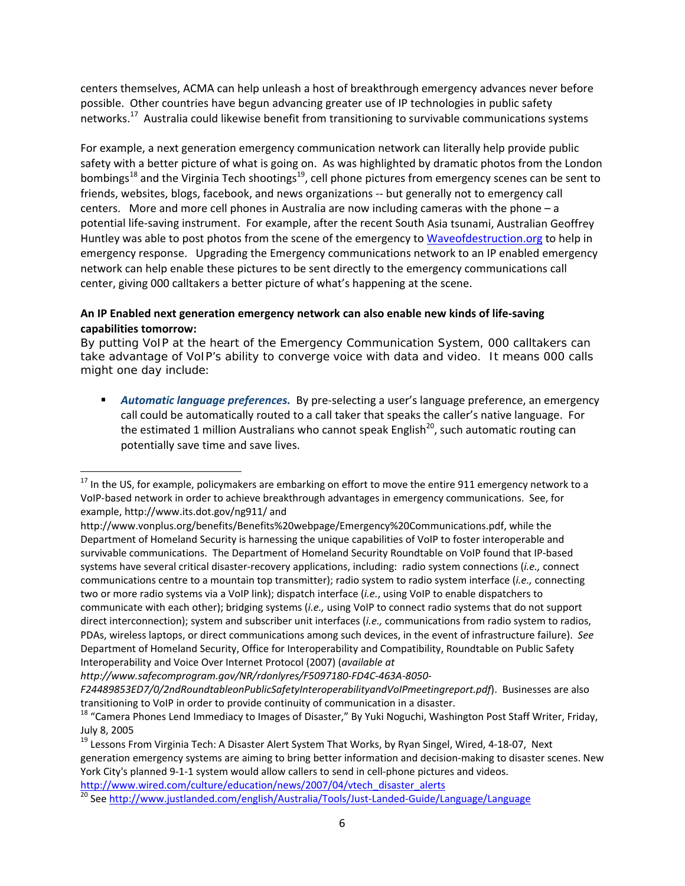centers themselves, ACMA can help unleash a host of breakthrough emergency advances never before possible. Other countries have begun advancing greater use of IP technologies in public safety networks.[17] Australia could likewise benefit from transitioning to survivable communications systems

For example, a next generation emergency communication network can literally help provide public safety with a better picture of what is going on. As was highlighted by dramatic photos from the London bombings[18] and the Virginia Tech shootings[19], cell phone pictures from emergency scenes can be sent to friends, websites, blogs, facebook, and news organizations -- but generally not to emergency call centers. More and more cell phones in Australia are now including cameras with the phone – a potential life-saving instrument. For example, after the recent South Asia tsunami, Australian Geoffrey Huntley was able to post photos from the scene of the emergency to [Waveofdestruction.org](Waveofdestruction.org) to help in emergency response. Upgrading the Emergency communications network to an IP enabled emergency network can help enable these pictures to be sent directly to the emergency communications call center, giving 000 calltakers a better picture of what's happening at the scene.

**An IP Enabled next generation emergency network can also enable new kinds of life-saving capabilities tomorrow:**

By putting VoIP at the heart of the Emergency Communication System, 000 calltakers can take advantage of VoIP's ability to converge voice with data and video. It means 000 calls might one day include:

- ***Automatic language preferences.*** By pre-selecting a user's language preference, an emergency call could be automatically routed to a call taker that speaks the caller's native language. For the estimated 1 million Australians who cannot speak English[20], such automatic routing can potentially save time and save lives.

---

[17] In the US, for example, policymakers are embarking on effort to move the entire 911 emergency network to a VoIP-based network in order to achieve breakthrough advantages in emergency communications. See, for example, http://www.its.dot.gov/ng911/ and http://www.vonplus.org/benefits/Benefits%20webpage/Emergency%20Communications.pdf, while the Department of Homeland Security is harnessing the unique capabilities of VoIP to foster interoperable and survivable communications. The Department of Homeland Security Roundtable on VoIP found that IP-based systems have several critical disaster-recovery applications, including: radio system connections (*i.e.,* connect communications centre to a mountain top transmitter); radio system to radio system interface (*i.e.,* connecting two or more radio systems via a VoIP link); dispatch interface (*i.e.*, using VoIP to enable dispatchers to communicate with each other); bridging systems (*i.e.,* using VoIP to connect radio systems that do not support direct interconnection); system and subscriber unit interfaces (*i.e.,* communications from radio system to radios, PDAs, wireless laptops, or direct communications among such devices, in the event of infrastructure failure). *See* Department of Homeland Security, Office for Interoperability and Compatibility, Roundtable on Public Safety Interoperability and Voice Over Internet Protocol (2007) (*available at http://www.safecomprogram.gov/NR/rdonlyres/F5097180-FD4C-463A-8050-F24489853ED7/0/2ndRoundtableonPublicSafetyInteroperabilityandVoIPmeetingreport.pdf*). Businesses are also transitioning to VoIP in order to provide continuity of communication in a disaster.

[18] "Camera Phones Lend Immediacy to Images of Disaster," By Yuki Noguchi, Washington Post Staff Writer, Friday, July 8, 2005

[19] Lessons From Virginia Tech: A Disaster Alert System That Works, by Ryan Singel, Wired, 4-18-07, Next generation emergency systems are aiming to bring better information and decision-making to disaster scenes. New York City's planned 9-1-1 system would allow callers to send in cell-phone pictures and videos. [http://www.wired.com/culture/education/news/2007/04/vtech_disaster_alerts](http://www.wired.com/culture/education/news/2007/04/vtech_disaster_alerts)

[20] See [http://www.justlanded.com/english/Australia/Tools/Just-Landed-Guide/Language/Language](http://www.justlanded.com/english/Australia/Tools/Just-Landed-Guide/Language/Language)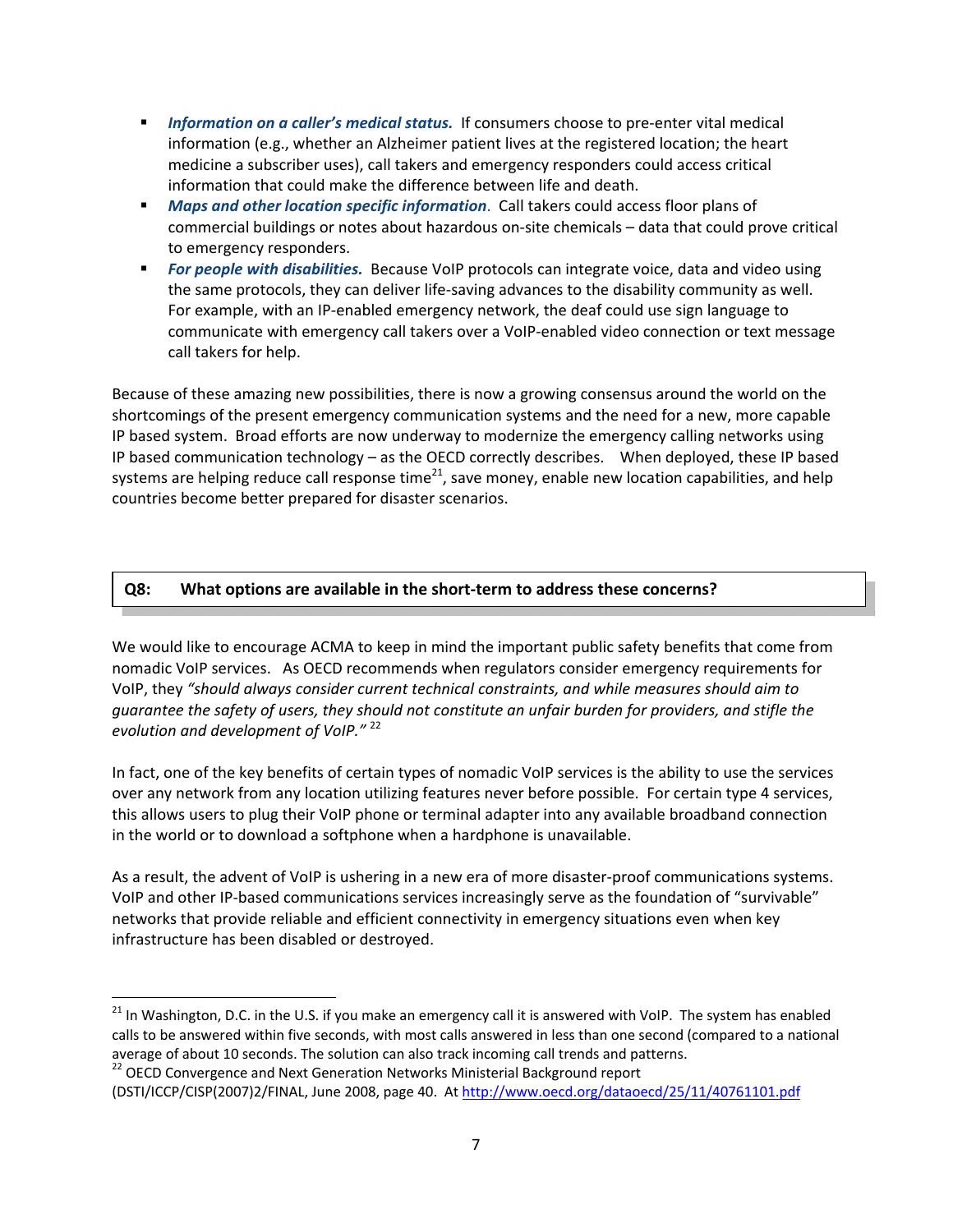- ***Information on a caller's medical status.*** If consumers choose to pre-enter vital medical information (e.g., whether an Alzheimer patient lives at the registered location; the heart medicine a subscriber uses), call takers and emergency responders could access critical information that could make the difference between life and death.
- ***Maps and other location specific information***. Call takers could access floor plans of commercial buildings or notes about hazardous on-site chemicals – data that could prove critical to emergency responders.
- ***For people with disabilities.*** Because VoIP protocols can integrate voice, data and video using the same protocols, they can deliver life-saving advances to the disability community as well. For example, with an IP-enabled emergency network, the deaf could use sign language to communicate with emergency call takers over a VoIP-enabled video connection or text message call takers for help.

Because of these amazing new possibilities, there is now a growing consensus around the world on the shortcomings of the present emergency communication systems and the need for a new, more capable IP based system. Broad efforts are now underway to modernize the emergency calling networks using IP based communication technology – as the OECD correctly describes. When deployed, these IP based systems are helping reduce call response time[21], save money, enable new location capabilities, and help countries become better prepared for disaster scenarios.

**Q8: What options are available in the short-term to address these concerns?**

We would like to encourage ACMA to keep in mind the important public safety benefits that come from nomadic VoIP services. As OECD recommends when regulators consider emergency requirements for VoIP, they *"should always consider current technical constraints, and while measures should aim to guarantee the safety of users, they should not constitute an unfair burden for providers, and stifle the evolution and development of VoIP."* [22]

In fact, one of the key benefits of certain types of nomadic VoIP services is the ability to use the services over any network from any location utilizing features never before possible. For certain type 4 services, this allows users to plug their VoIP phone or terminal adapter into any available broadband connection in the world or to download a softphone when a hardphone is unavailable.

As a result, the advent of VoIP is ushering in a new era of more disaster-proof communications systems. VoIP and other IP-based communications services increasingly serve as the foundation of "survivable" networks that provide reliable and efficient connectivity in emergency situations even when key infrastructure has been disabled or destroyed.

---

[21] In Washington, D.C. in the U.S. if you make an emergency call it is answered with VoIP. The system has enabled calls to be answered within five seconds, with most calls answered in less than one second (compared to a national average of about 10 seconds. The solution can also track incoming call trends and patterns.

[22] OECD Convergence and Next Generation Networks Ministerial Background report (DSTI/ICCP/CISP(2007)2/FINAL, June 2008, page 40. At http://www.oecd.org/dataoecd/25/11/40761101.pdf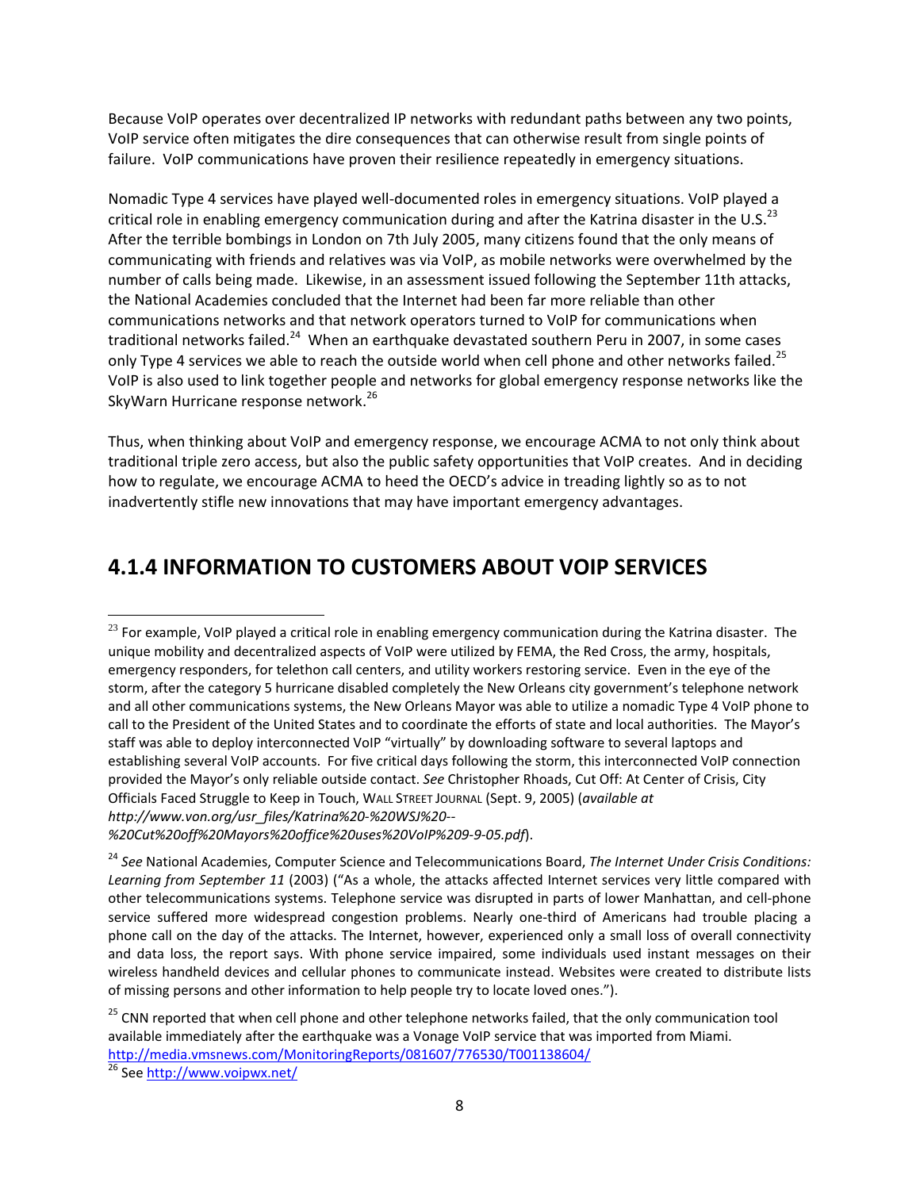Because VoIP operates over decentralized IP networks with redundant paths between any two points, VoIP service often mitigates the dire consequences that can otherwise result from single points of failure. VoIP communications have proven their resilience repeatedly in emergency situations.

Nomadic Type 4 services have played well-documented roles in emergency situations. VoIP played a critical role in enabling emergency communication during and after the Katrina disaster in the U.S.[23] After the terrible bombings in London on 7th July 2005, many citizens found that the only means of communicating with friends and relatives was via VoIP, as mobile networks were overwhelmed by the number of calls being made. Likewise, in an assessment issued following the September 11th attacks, the National Academies concluded that the Internet had been far more reliable than other communications networks and that network operators turned to VoIP for communications when traditional networks failed.[24] When an earthquake devastated southern Peru in 2007, in some cases only Type 4 services we able to reach the outside world when cell phone and other networks failed.[25] VoIP is also used to link together people and networks for global emergency response networks like the SkyWarn Hurricane response network.[26]

Thus, when thinking about VoIP and emergency response, we encourage ACMA to not only think about traditional triple zero access, but also the public safety opportunities that VoIP creates. And in deciding how to regulate, we encourage ACMA to heed the OECD's advice in treading lightly so as to not inadvertently stifle new innovations that may have important emergency advantages.

## 4.1.4 INFORMATION TO CUSTOMERS ABOUT VOIP SERVICES

---

[23] For example, VoIP played a critical role in enabling emergency communication during the Katrina disaster. The unique mobility and decentralized aspects of VoIP were utilized by FEMA, the Red Cross, the army, hospitals, emergency responders, for telethon call centers, and utility workers restoring service. Even in the eye of the storm, after the category 5 hurricane disabled completely the New Orleans city government's telephone network and all other communications systems, the New Orleans Mayor was able to utilize a nomadic Type 4 VoIP phone to call to the President of the United States and to coordinate the efforts of state and local authorities. The Mayor's staff was able to deploy interconnected VoIP "virtually" by downloading software to several laptops and establishing several VoIP accounts. For five critical days following the storm, this interconnected VoIP connection provided the Mayor's only reliable outside contact. *See* Christopher Rhoads, Cut Off: At Center of Crisis, City Officials Faced Struggle to Keep in Touch, WALL STREET JOURNAL (Sept. 9, 2005) (*available at http://www.von.org/usr_files/Katrina%20-%20WSJ%20--%20Cut%20off%20Mayors%20office%20uses%20VoIP%209-9-05.pdf*).

[24] *See* National Academies, Computer Science and Telecommunications Board, *The Internet Under Crisis Conditions: Learning from September 11* (2003) ("As a whole, the attacks affected Internet services very little compared with other telecommunications systems. Telephone service was disrupted in parts of lower Manhattan, and cell-phone service suffered more widespread congestion problems. Nearly one-third of Americans had trouble placing a phone call on the day of the attacks. The Internet, however, experienced only a small loss of overall connectivity and data loss, the report says. With phone service impaired, some individuals used instant messages on their wireless handheld devices and cellular phones to communicate instead. Websites were created to distribute lists of missing persons and other information to help people try to locate loved ones.").

[25] CNN reported that when cell phone and other telephone networks failed, that the only communication tool available immediately after the earthquake was a Vonage VoIP service that was imported from Miami. http://media.vmsnews.com/MonitoringReports/081607/776530/T001138604/

[26] See http://www.voipwx.net/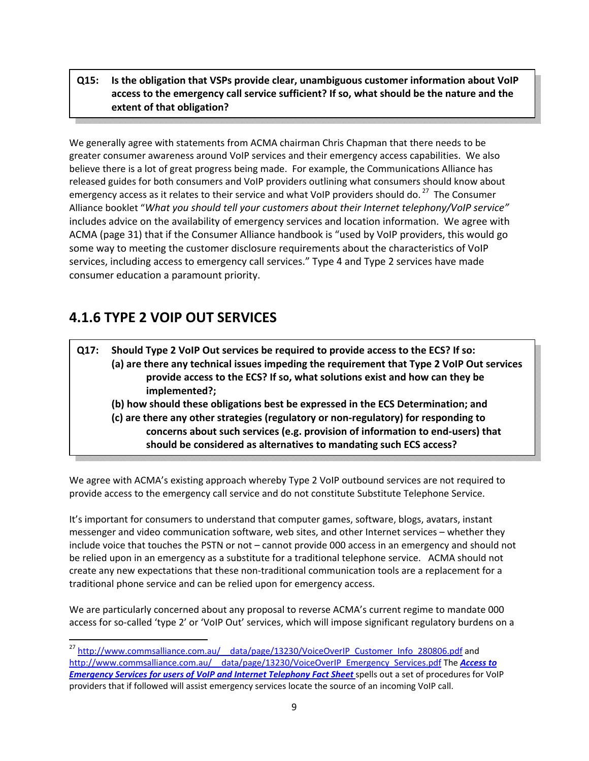**Q15: Is the obligation that VSPs provide clear, unambiguous customer information about VoIP access to the emergency call service sufficient? If so, what should be the nature and the extent of that obligation?**

We generally agree with statements from ACMA chairman Chris Chapman that there needs to be greater consumer awareness around VoIP services and their emergency access capabilities. We also believe there is a lot of great progress being made. For example, the Communications Alliance has released guides for both consumers and VoIP providers outlining what consumers should know about emergency access as it relates to their service and what VoIP providers should do.[27] The Consumer Alliance booklet "*What you should tell your customers about their Internet telephony/VoIP service"* includes advice on the availability of emergency services and location information. We agree with ACMA (page 31) that if the Consumer Alliance handbook is "used by VoIP providers, this would go some way to meeting the customer disclosure requirements about the characteristics of VoIP services, including access to emergency call services." Type 4 and Type 2 services have made consumer education a paramount priority.

## 4.1.6 TYPE 2 VOIP OUT SERVICES

**Q17: Should Type 2 VoIP Out services be required to provide access to the ECS? If so:**
**(a) are there any technical issues impeding the requirement that Type 2 VoIP Out services provide access to the ECS? If so, what solutions exist and how can they be implemented?;**
**(b) how should these obligations best be expressed in the ECS Determination; and**
**(c) are there any other strategies (regulatory or non-regulatory) for responding to concerns about such services (e.g. provision of information to end-users) that should be considered as alternatives to mandating such ECS access?**

We agree with ACMA's existing approach whereby Type 2 VoIP outbound services are not required to provide access to the emergency call service and do not constitute Substitute Telephone Service.

It's important for consumers to understand that computer games, software, blogs, avatars, instant messenger and video communication software, web sites, and other Internet services – whether they include voice that touches the PSTN or not – cannot provide 000 access in an emergency and should not be relied upon in an emergency as a substitute for a traditional telephone service. ACMA should not create any new expectations that these non-traditional communication tools are a replacement for a traditional phone service and can be relied upon for emergency access.

We are particularly concerned about any proposal to reverse ACMA's current regime to mandate 000 access for so-called 'type 2' or 'VoIP Out' services, which will impose significant regulatory burdens on a

[27] http://www.commsalliance.com.au/__data/page/13230/VoiceOverIP_Customer_Info_280806.pdf and http://www.commsalliance.com.au/__data/page/13230/VoiceOverIP_Emergency_Services.pdf The ***Access to Emergency Services for users of VoIP and Internet Telephony Fact Sheet*** spells out a set of procedures for VoIP providers that if followed will assist emergency services locate the source of an incoming VoIP call.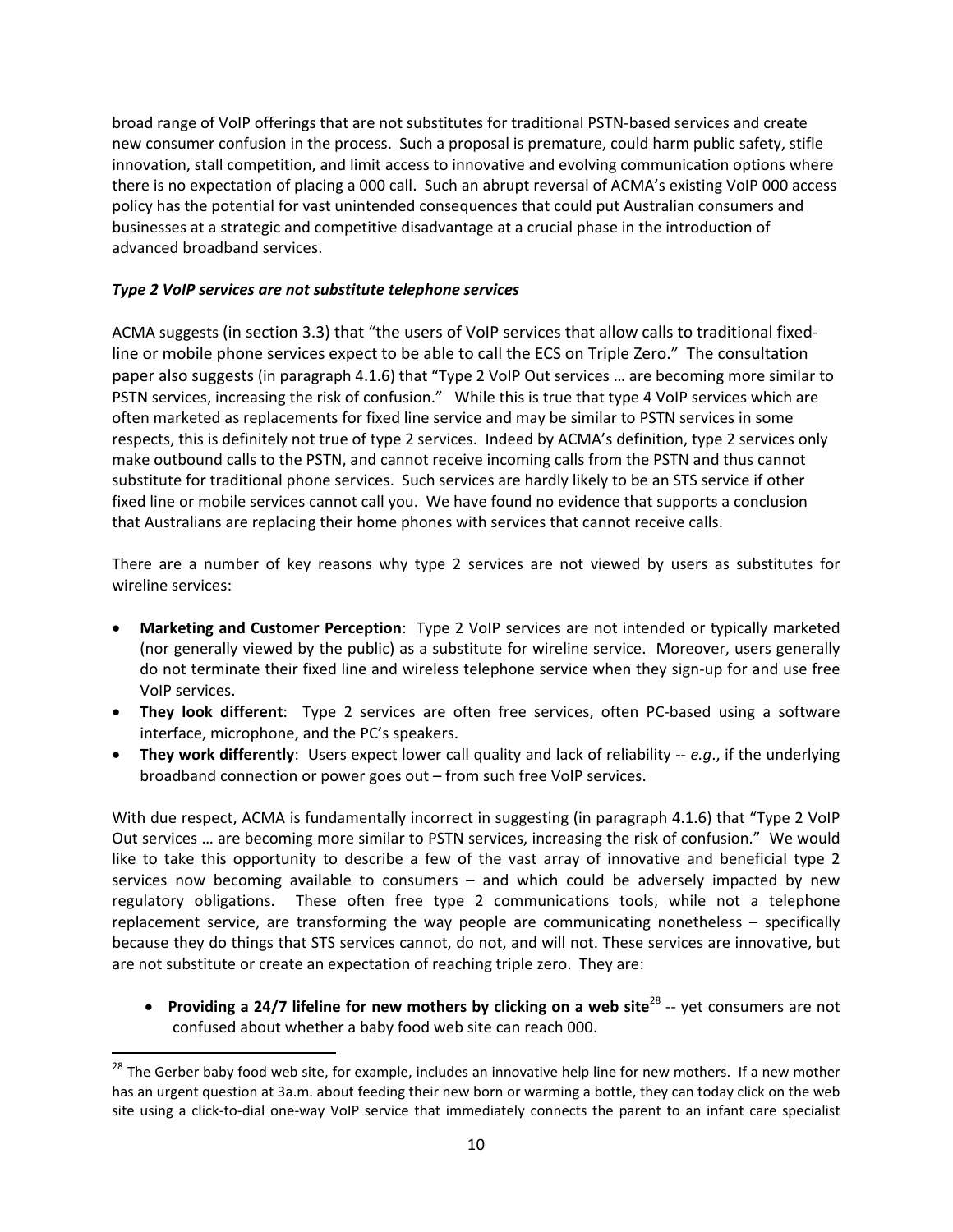broad range of VoIP offerings that are not substitutes for traditional PSTN-based services and create new consumer confusion in the process. Such a proposal is premature, could harm public safety, stifle innovation, stall competition, and limit access to innovative and evolving communication options where there is no expectation of placing a 000 call. Such an abrupt reversal of ACMA's existing VoIP 000 access policy has the potential for vast unintended consequences that could put Australian consumers and businesses at a strategic and competitive disadvantage at a crucial phase in the introduction of advanced broadband services.

***Type 2 VoIP services are not substitute telephone services***

ACMA suggests (in section 3.3) that "the users of VoIP services that allow calls to traditional fixed-line or mobile phone services expect to be able to call the ECS on Triple Zero." The consultation paper also suggests (in paragraph 4.1.6) that "Type 2 VoIP Out services … are becoming more similar to PSTN services, increasing the risk of confusion." While this is true that type 4 VoIP services which are often marketed as replacements for fixed line service and may be similar to PSTN services in some respects, this is definitely not true of type 2 services. Indeed by ACMA's definition, type 2 services only make outbound calls to the PSTN, and cannot receive incoming calls from the PSTN and thus cannot substitute for traditional phone services. Such services are hardly likely to be an STS service if other fixed line or mobile services cannot call you. We have found no evidence that supports a conclusion that Australians are replacing their home phones with services that cannot receive calls.

There are a number of key reasons why type 2 services are not viewed by users as substitutes for wireline services:

- **Marketing and Customer Perception**: Type 2 VoIP services are not intended or typically marketed (nor generally viewed by the public) as a substitute for wireline service. Moreover, users generally do not terminate their fixed line and wireless telephone service when they sign-up for and use free VoIP services.
- **They look different**: Type 2 services are often free services, often PC-based using a software interface, microphone, and the PC's speakers.
- **They work differently**: Users expect lower call quality and lack of reliability -- *e.g.*, if the underlying broadband connection or power goes out – from such free VoIP services.

With due respect, ACMA is fundamentally incorrect in suggesting (in paragraph 4.1.6) that "Type 2 VoIP Out services … are becoming more similar to PSTN services, increasing the risk of confusion." We would like to take this opportunity to describe a few of the vast array of innovative and beneficial type 2 services now becoming available to consumers – and which could be adversely impacted by new regulatory obligations. These often free type 2 communications tools, while not a telephone replacement service, are transforming the way people are communicating nonetheless – specifically because they do things that STS services cannot, do not, and will not. These services are innovative, but are not substitute or create an expectation of reaching triple zero. They are:

- **Providing a 24/7 lifeline for new mothers by clicking on a web site**[28] -- yet consumers are not confused about whether a baby food web site can reach 000.

[28] The Gerber baby food web site, for example, includes an innovative help line for new mothers. If a new mother has an urgent question at 3a.m. about feeding their new born or warming a bottle, they can today click on the web site using a click-to-dial one-way VoIP service that immediately connects the parent to an infant care specialist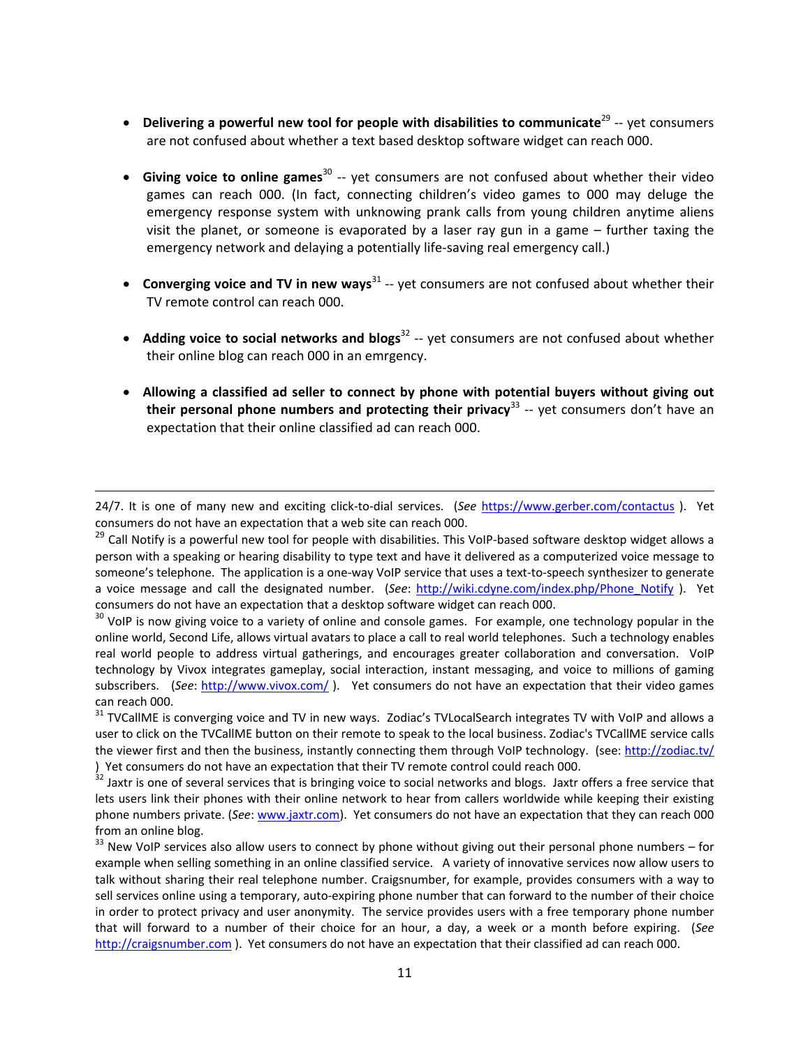- **Delivering a powerful new tool for people with disabilities to communicate**[29] -- yet consumers are not confused about whether a text based desktop software widget can reach 000.

- **Giving voice to online games**[30] -- yet consumers are not confused about whether their video games can reach 000. (In fact, connecting children's video games to 000 may deluge the emergency response system with unknowing prank calls from young children anytime aliens visit the planet, or someone is evaporated by a laser ray gun in a game – further taxing the emergency network and delaying a potentially life-saving real emergency call.)

- **Converging voice and TV in new ways**[31] -- yet consumers are not confused about whether their TV remote control can reach 000.

- **Adding voice to social networks and blogs**[32] -- yet consumers are not confused about whether their online blog can reach 000 in an emrgency.

- **Allowing a classified ad seller to connect by phone with potential buyers without giving out their personal phone numbers and protecting their privacy**[33] -- yet consumers don't have an expectation that their online classified ad can reach 000.

---

24/7. It is one of many new and exciting click-to-dial services. (*See* https://www.gerber.com/contactus ). Yet consumers do not have an expectation that a web site can reach 000.

[29] Call Notify is a powerful new tool for people with disabilities. This VoIP-based software desktop widget allows a person with a speaking or hearing disability to type text and have it delivered as a computerized voice message to someone's telephone. The application is a one-way VoIP service that uses a text-to-speech synthesizer to generate a voice message and call the designated number. (*See*: http://wiki.cdyne.com/index.php/Phone_Notify ). Yet consumers do not have an expectation that a desktop software widget can reach 000.

[30] VoIP is now giving voice to a variety of online and console games. For example, one technology popular in the online world, Second Life, allows virtual avatars to place a call to real world telephones. Such a technology enables real world people to address virtual gatherings, and encourages greater collaboration and conversation. VoIP technology by Vivox integrates gameplay, social interaction, instant messaging, and voice to millions of gaming subscribers. (*See*: http://www.vivox.com/ ). Yet consumers do not have an expectation that their video games can reach 000.

[31] TVCallME is converging voice and TV in new ways. Zodiac's TVLocalSearch integrates TV with VoIP and allows a user to click on the TVCallME button on their remote to speak to the local business. Zodiac's TVCallME service calls the viewer first and then the business, instantly connecting them through VoIP technology. (see: http://zodiac.tv/ ) Yet consumers do not have an expectation that their TV remote control could reach 000.

[32] Jaxtr is one of several services that is bringing voice to social networks and blogs. Jaxtr offers a free service that lets users link their phones with their online network to hear from callers worldwide while keeping their existing phone numbers private. (*See*: www.jaxtr.com). Yet consumers do not have an expectation that they can reach 000 from an online blog.

[33] New VoIP services also allow users to connect by phone without giving out their personal phone numbers – for example when selling something in an online classified service. A variety of innovative services now allow users to talk without sharing their real telephone number. Craigsnumber, for example, provides consumers with a way to sell services online using a temporary, auto-expiring phone number that can forward to the number of their choice in order to protect privacy and user anonymity. The service provides users with a free temporary phone number that will forward to a number of their choice for an hour, a day, a week or a month before expiring. (*See* http://craigsnumber.com ). Yet consumers do not have an expectation that their classified ad can reach 000.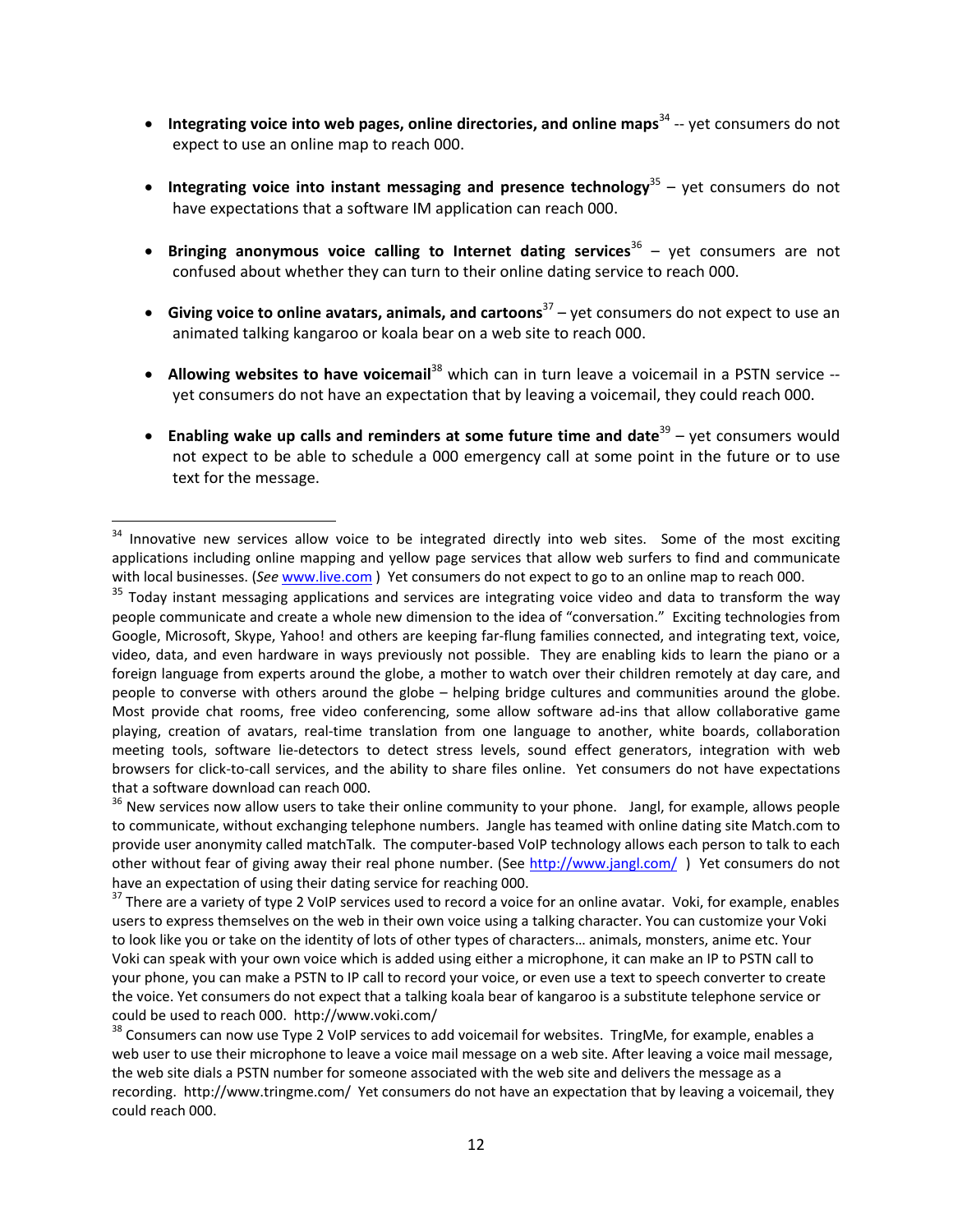- **Integrating voice into web pages, online directories, and online maps**[34] -- yet consumers do not expect to use an online map to reach 000.

- **Integrating voice into instant messaging and presence technology**[35] – yet consumers do not have expectations that a software IM application can reach 000.

- **Bringing anonymous voice calling to Internet dating services**[36] – yet consumers are not confused about whether they can turn to their online dating service to reach 000.

- **Giving voice to online avatars, animals, and cartoons**[37] – yet consumers do not expect to use an animated talking kangaroo or koala bear on a web site to reach 000.

- **Allowing websites to have voicemail**[38] which can in turn leave a voicemail in a PSTN service -- yet consumers do not have an expectation that by leaving a voicemail, they could reach 000.

- **Enabling wake up calls and reminders at some future time and date**[39] – yet consumers would not expect to be able to schedule a 000 emergency call at some point in the future or to use text for the message.

---

[34] Innovative new services allow voice to be integrated directly into web sites. Some of the most exciting applications including online mapping and yellow page services that allow web surfers to find and communicate with local businesses. (*See* www.live.com ) Yet consumers do not expect to go to an online map to reach 000.

[35] Today instant messaging applications and services are integrating voice video and data to transform the way people communicate and create a whole new dimension to the idea of "conversation." Exciting technologies from Google, Microsoft, Skype, Yahoo! and others are keeping far-flung families connected, and integrating text, voice, video, data, and even hardware in ways previously not possible. They are enabling kids to learn the piano or a foreign language from experts around the globe, a mother to watch over their children remotely at day care, and people to converse with others around the globe – helping bridge cultures and communities around the globe. Most provide chat rooms, free video conferencing, some allow software ad-ins that allow collaborative game playing, creation of avatars, real-time translation from one language to another, white boards, collaboration meeting tools, software lie-detectors to detect stress levels, sound effect generators, integration with web browsers for click-to-call services, and the ability to share files online. Yet consumers do not have expectations that a software download can reach 000.

[36] New services now allow users to take their online community to your phone. Jangl, for example, allows people to communicate, without exchanging telephone numbers. Jangle has teamed with online dating site Match.com to provide user anonymity called matchTalk. The computer-based VoIP technology allows each person to talk to each other without fear of giving away their real phone number. (See http://www.jangl.com/ ) Yet consumers do not have an expectation of using their dating service for reaching 000.

[37] There are a variety of type 2 VoIP services used to record a voice for an online avatar. Voki, for example, enables users to express themselves on the web in their own voice using a talking character. You can customize your Voki to look like you or take on the identity of lots of other types of characters… animals, monsters, anime etc. Your Voki can speak with your own voice which is added using either a microphone, it can make an IP to PSTN call to your phone, you can make a PSTN to IP call to record your voice, or even use a text to speech converter to create the voice. Yet consumers do not expect that a talking koala bear of kangaroo is a substitute telephone service or could be used to reach 000. http://www.voki.com/

[38] Consumers can now use Type 2 VoIP services to add voicemail for websites. TringMe, for example, enables a web user to use their microphone to leave a voice mail message on a web site. After leaving a voice mail message, the web site dials a PSTN number for someone associated with the web site and delivers the message as a recording. http://www.tringme.com/ Yet consumers do not have an expectation that by leaving a voicemail, they could reach 000.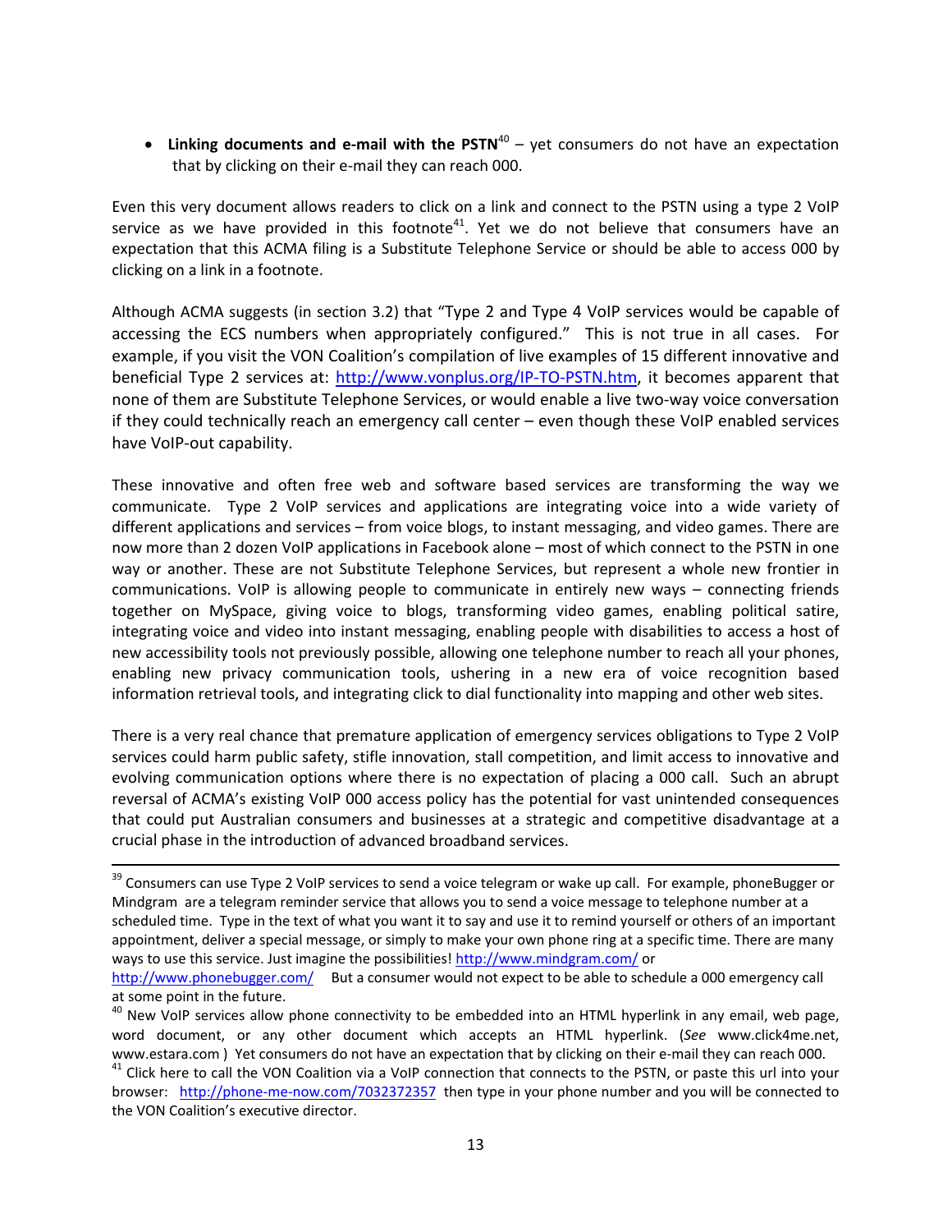- **Linking documents and e-mail with the PSTN**[40] – yet consumers do not have an expectation that by clicking on their e-mail they can reach 000.

Even this very document allows readers to click on a link and connect to the PSTN using a type 2 VoIP service as we have provided in this footnote[41]. Yet we do not believe that consumers have an expectation that this ACMA filing is a Substitute Telephone Service or should be able to access 000 by clicking on a link in a footnote.

Although ACMA suggests (in section 3.2) that "Type 2 and Type 4 VoIP services would be capable of accessing the ECS numbers when appropriately configured." This is not true in all cases. For example, if you visit the VON Coalition's compilation of live examples of 15 different innovative and beneficial Type 2 services at: http://www.vonplus.org/IP-TO-PSTN.htm, it becomes apparent that none of them are Substitute Telephone Services, or would enable a live two-way voice conversation if they could technically reach an emergency call center – even though these VoIP enabled services have VoIP-out capability.

These innovative and often free web and software based services are transforming the way we communicate. Type 2 VoIP services and applications are integrating voice into a wide variety of different applications and services – from voice blogs, to instant messaging, and video games. There are now more than 2 dozen VoIP applications in Facebook alone – most of which connect to the PSTN in one way or another. These are not Substitute Telephone Services, but represent a whole new frontier in communications. VoIP is allowing people to communicate in entirely new ways – connecting friends together on MySpace, giving voice to blogs, transforming video games, enabling political satire, integrating voice and video into instant messaging, enabling people with disabilities to access a host of new accessibility tools not previously possible, allowing one telephone number to reach all your phones, enabling new privacy communication tools, ushering in a new era of voice recognition based information retrieval tools, and integrating click to dial functionality into mapping and other web sites.

There is a very real chance that premature application of emergency services obligations to Type 2 VoIP services could harm public safety, stifle innovation, stall competition, and limit access to innovative and evolving communication options where there is no expectation of placing a 000 call. Such an abrupt reversal of ACMA's existing VoIP 000 access policy has the potential for vast unintended consequences that could put Australian consumers and businesses at a strategic and competitive disadvantage at a crucial phase in the introduction of advanced broadband services.

---

[39] Consumers can use Type 2 VoIP services to send a voice telegram or wake up call. For example, phoneBugger or Mindgram are a telegram reminder service that allows you to send a voice message to telephone number at a scheduled time. Type in the text of what you want it to say and use it to remind yourself or others of an important appointment, deliver a special message, or simply to make your own phone ring at a specific time. There are many ways to use this service. Just imagine the possibilities! http://www.mindgram.com/ or http://www.phonebugger.com/ But a consumer would not expect to be able to schedule a 000 emergency call at some point in the future.

[40] New VoIP services allow phone connectivity to be embedded into an HTML hyperlink in any email, web page, word document, or any other document which accepts an HTML hyperlink. (*See* www.click4me.net, www.estara.com ) Yet consumers do not have an expectation that by clicking on their e-mail they can reach 000.

[41] Click here to call the VON Coalition via a VoIP connection that connects to the PSTN, or paste this url into your browser: http://phone-me-now.com/7032372357 then type in your phone number and you will be connected to the VON Coalition's executive director.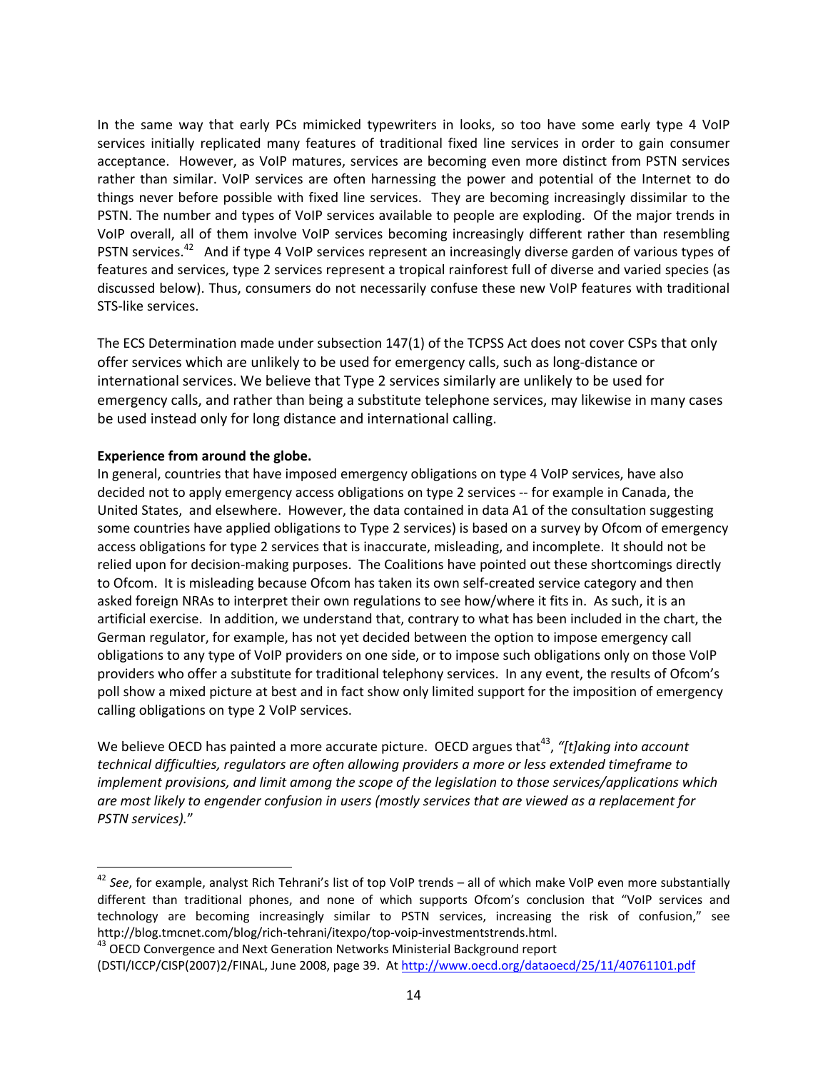In the same way that early PCs mimicked typewriters in looks, so too have some early type 4 VoIP services initially replicated many features of traditional fixed line services in order to gain consumer acceptance. However, as VoIP matures, services are becoming even more distinct from PSTN services rather than similar. VoIP services are often harnessing the power and potential of the Internet to do things never before possible with fixed line services. They are becoming increasingly dissimilar to the PSTN. The number and types of VoIP services available to people are exploding. Of the major trends in VoIP overall, all of them involve VoIP services becoming increasingly different rather than resembling PSTN services.[42] And if type 4 VoIP services represent an increasingly diverse garden of various types of features and services, type 2 services represent a tropical rainforest full of diverse and varied species (as discussed below). Thus, consumers do not necessarily confuse these new VoIP features with traditional STS-like services.

The ECS Determination made under subsection 147(1) of the TCPSS Act does not cover CSPs that only offer services which are unlikely to be used for emergency calls, such as long-distance or international services. We believe that Type 2 services similarly are unlikely to be used for emergency calls, and rather than being a substitute telephone services, may likewise in many cases be used instead only for long distance and international calling.

**Experience from around the globe.**

In general, countries that have imposed emergency obligations on type 4 VoIP services, have also decided not to apply emergency access obligations on type 2 services -- for example in Canada, the United States, and elsewhere. However, the data contained in data A1 of the consultation suggesting some countries have applied obligations to Type 2 services) is based on a survey by Ofcom of emergency access obligations for type 2 services that is inaccurate, misleading, and incomplete. It should not be relied upon for decision-making purposes. The Coalitions have pointed out these shortcomings directly to Ofcom. It is misleading because Ofcom has taken its own self-created service category and then asked foreign NRAs to interpret their own regulations to see how/where it fits in. As such, it is an artificial exercise. In addition, we understand that, contrary to what has been included in the chart, the German regulator, for example, has not yet decided between the option to impose emergency call obligations to any type of VoIP providers on one side, or to impose such obligations only on those VoIP providers who offer a substitute for traditional telephony services. In any event, the results of Ofcom's poll show a mixed picture at best and in fact show only limited support for the imposition of emergency calling obligations on type 2 VoIP services.

We believe OECD has painted a more accurate picture. OECD argues that[43], *"[t]aking into account technical difficulties, regulators are often allowing providers a more or less extended timeframe to implement provisions, and limit among the scope of the legislation to those services/applications which are most likely to engender confusion in users (mostly services that are viewed as a replacement for PSTN services).*"

---

[42] *See*, for example, analyst Rich Tehrani's list of top VoIP trends – all of which make VoIP even more substantially different than traditional phones, and none of which supports Ofcom's conclusion that "VoIP services and technology are becoming increasingly similar to PSTN services, increasing the risk of confusion," see http://blog.tmcnet.com/blog/rich-tehrani/itexpo/top-voip-investmentstrends.html.

[43] OECD Convergence and Next Generation Networks Ministerial Background report (DSTI/ICCP/CISP(2007)2/FINAL, June 2008, page 39. At http://www.oecd.org/dataoecd/25/11/40761101.pdf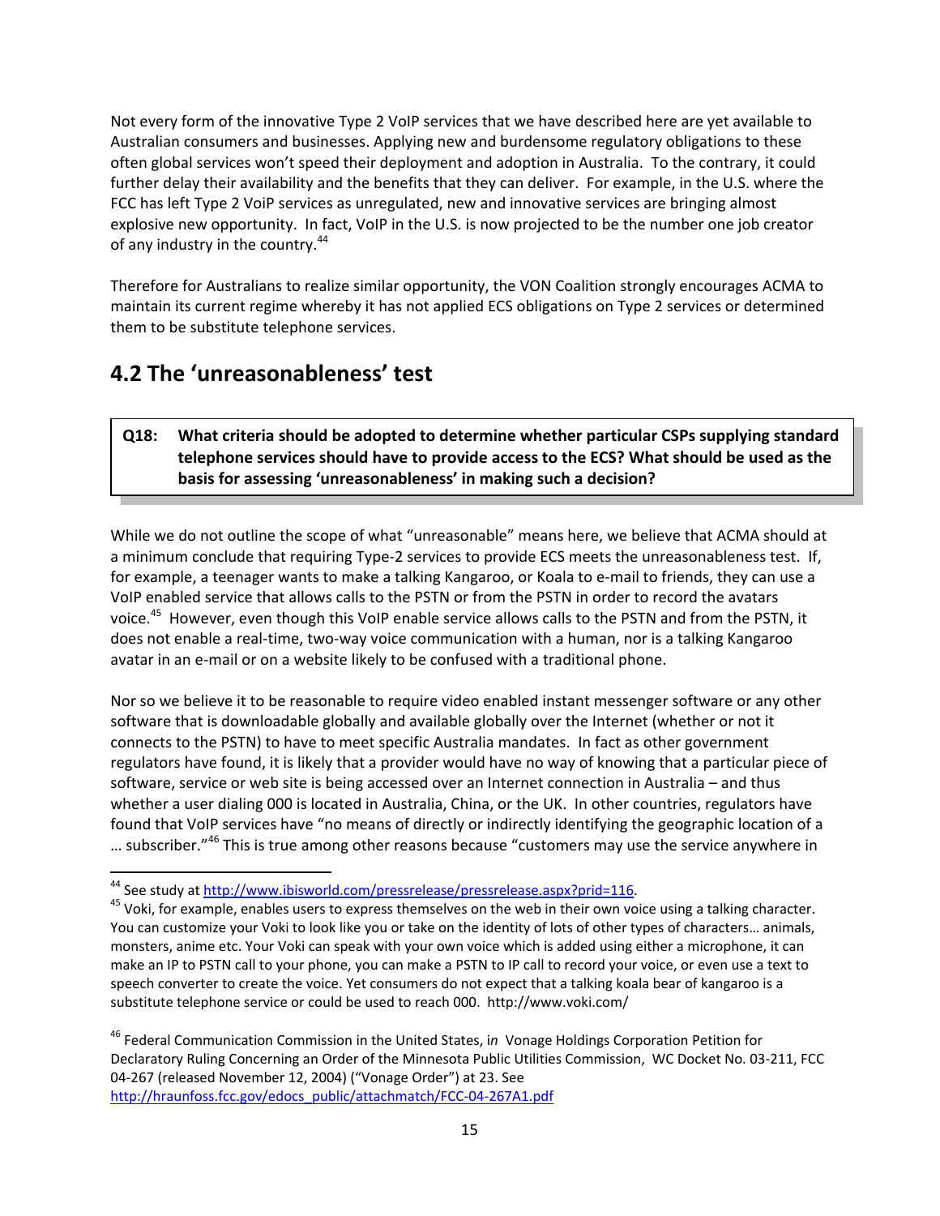Not every form of the innovative Type 2 VoIP services that we have described here are yet available to Australian consumers and businesses. Applying new and burdensome regulatory obligations to these often global services won't speed their deployment and adoption in Australia. To the contrary, it could further delay their availability and the benefits that they can deliver. For example, in the U.S. where the FCC has left Type 2 VoiP services as unregulated, new and innovative services are bringing almost explosive new opportunity. In fact, VoIP in the U.S. is now projected to be the number one job creator of any industry in the country.[44]

Therefore for Australians to realize similar opportunity, the VON Coalition strongly encourages ACMA to maintain its current regime whereby it has not applied ECS obligations on Type 2 services or determined them to be substitute telephone services.

## 4.2 The 'unreasonableness' test

> **Q18: What criteria should be adopted to determine whether particular CSPs supplying standard telephone services should have to provide access to the ECS? What should be used as the basis for assessing 'unreasonableness' in making such a decision?**

While we do not outline the scope of what "unreasonable" means here, we believe that ACMA should at a minimum conclude that requiring Type-2 services to provide ECS meets the unreasonableness test. If, for example, a teenager wants to make a talking Kangaroo, or Koala to e-mail to friends, they can use a VoIP enabled service that allows calls to the PSTN or from the PSTN in order to record the avatars voice.[45] However, even though this VoIP enable service allows calls to the PSTN and from the PSTN, it does not enable a real-time, two-way voice communication with a human, nor is a talking Kangaroo avatar in an e-mail or on a website likely to be confused with a traditional phone.

Nor so we believe it to be reasonable to require video enabled instant messenger software or any other software that is downloadable globally and available globally over the Internet (whether or not it connects to the PSTN) to have to meet specific Australia mandates. In fact as other government regulators have found, it is likely that a provider would have no way of knowing that a particular piece of software, service or web site is being accessed over an Internet connection in Australia – and thus whether a user dialing 000 is located in Australia, China, or the UK. In other countries, regulators have found that VoIP services have "no means of directly or indirectly identifying the geographic location of a … subscriber."[46] This is true among other reasons because "customers may use the service anywhere in

---

[44] See study at http://www.ibisworld.com/pressrelease/pressrelease.aspx?prid=116.

[45] Voki, for example, enables users to express themselves on the web in their own voice using a talking character. You can customize your Voki to look like you or take on the identity of lots of other types of characters… animals, monsters, anime etc. Your Voki can speak with your own voice which is added using either a microphone, it can make an IP to PSTN call to your phone, you can make a PSTN to IP call to record your voice, or even use a text to speech converter to create the voice. Yet consumers do not expect that a talking koala bear of kangaroo is a substitute telephone service or could be used to reach 000. http://www.voki.com/

[46] Federal Communication Commission in the United States, i*n* Vonage Holdings Corporation Petition for Declaratory Ruling Concerning an Order of the Minnesota Public Utilities Commission, WC Docket No. 03-211, FCC 04-267 (released November 12, 2004) ("Vonage Order") at 23. See http://hraunfoss.fcc.gov/edocs_public/attachmatch/FCC-04-267A1.pdf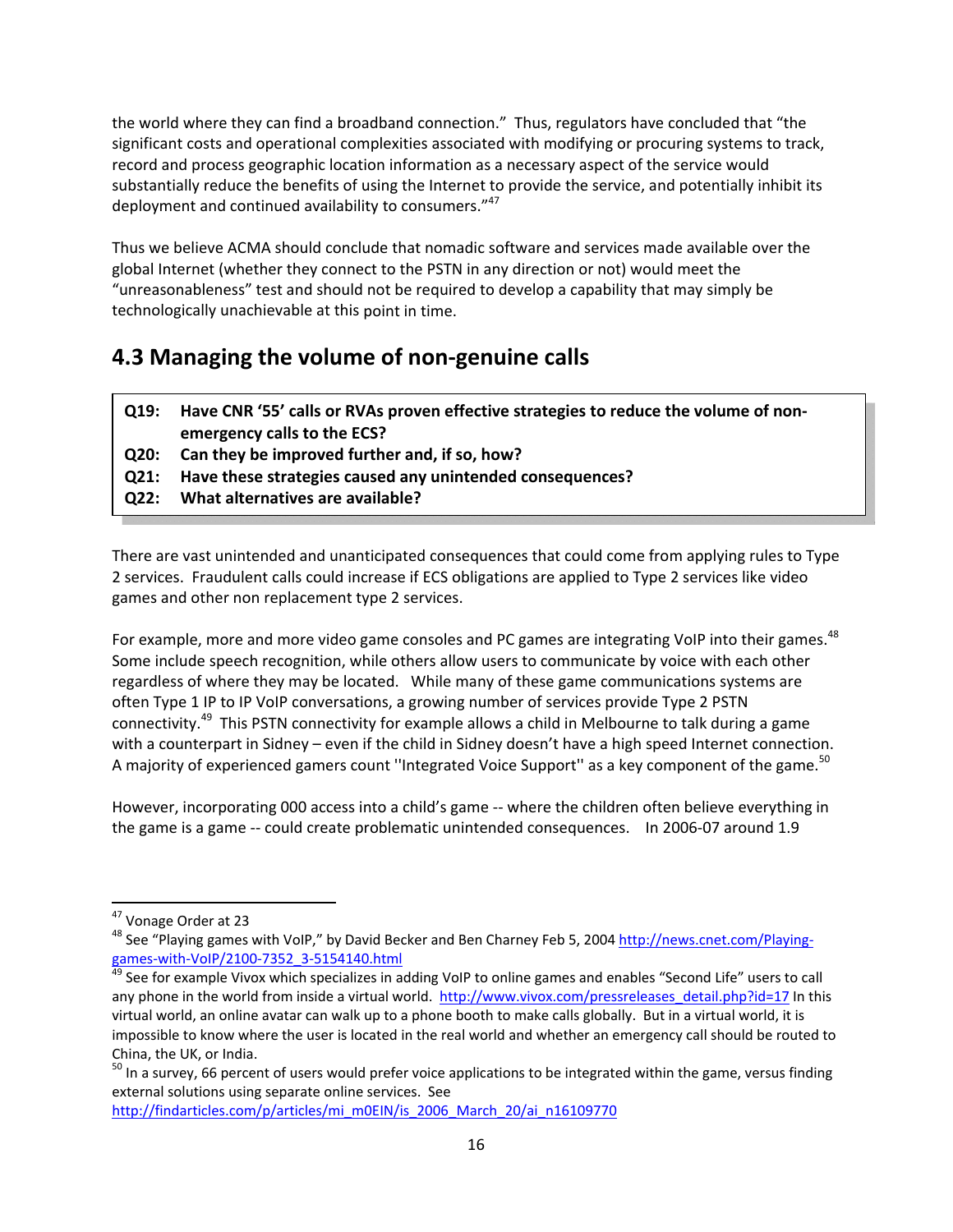the world where they can find a broadband connection." Thus, regulators have concluded that "the significant costs and operational complexities associated with modifying or procuring systems to track, record and process geographic location information as a necessary aspect of the service would substantially reduce the benefits of using the Internet to provide the service, and potentially inhibit its deployment and continued availability to consumers."[47]

Thus we believe ACMA should conclude that nomadic software and services made available over the global Internet (whether they connect to the PSTN in any direction or not) would meet the "unreasonableness" test and should not be required to develop a capability that may simply be technologically unachievable at this point in time.

## 4.3 Managing the volume of non-genuine calls

| | |
|---|---|
| **Q19:** | **Have CNR '55' calls or RVAs proven effective strategies to reduce the volume of non-emergency calls to the ECS?** |
| **Q20:** | **Can they be improved further and, if so, how?** |
| **Q21:** | **Have these strategies caused any unintended consequences?** |
| **Q22:** | **What alternatives are available?** |

There are vast unintended and unanticipated consequences that could come from applying rules to Type 2 services. Fraudulent calls could increase if ECS obligations are applied to Type 2 services like video games and other non replacement type 2 services.

For example, more and more video game consoles and PC games are integrating VoIP into their games.[48] Some include speech recognition, while others allow users to communicate by voice with each other regardless of where they may be located. While many of these game communications systems are often Type 1 IP to IP VoIP conversations, a growing number of services provide Type 2 PSTN connectivity.[49] This PSTN connectivity for example allows a child in Melbourne to talk during a game with a counterpart in Sidney – even if the child in Sidney doesn't have a high speed Internet connection. A majority of experienced gamers count ''Integrated Voice Support'' as a key component of the game.[50]

However, incorporating 000 access into a child's game -- where the children often believe everything in the game is a game -- could create problematic unintended consequences. In 2006-07 around 1.9

---

[47] Vonage Order at 23

[48] See "Playing games with VoIP," by David Becker and Ben Charney Feb 5, 2004 http://news.cnet.com/Playing-games-with-VoIP/2100-7352_3-5154140.html

[49] See for example Vivox which specializes in adding VoIP to online games and enables "Second Life" users to call any phone in the world from inside a virtual world. http://www.vivox.com/pressreleases_detail.php?id=17 In this virtual world, an online avatar can walk up to a phone booth to make calls globally. But in a virtual world, it is impossible to know where the user is located in the real world and whether an emergency call should be routed to China, the UK, or India.

[50] In a survey, 66 percent of users would prefer voice applications to be integrated within the game, versus finding external solutions using separate online services. See http://findarticles.com/p/articles/mi_m0EIN/is_2006_March_20/ai_n16109770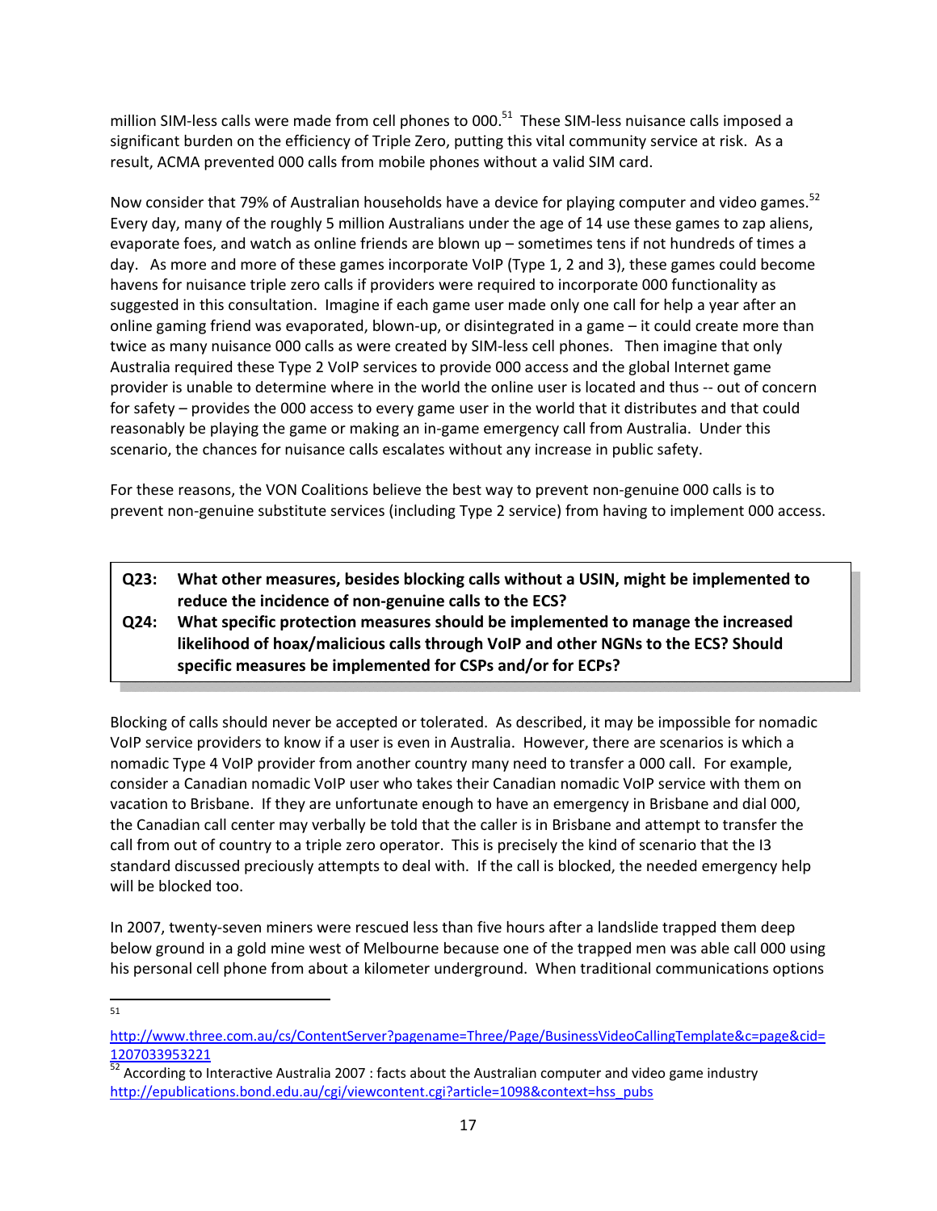million SIM-less calls were made from cell phones to 000.[51] These SIM-less nuisance calls imposed a significant burden on the efficiency of Triple Zero, putting this vital community service at risk. As a result, ACMA prevented 000 calls from mobile phones without a valid SIM card.

Now consider that 79% of Australian households have a device for playing computer and video games.[52] Every day, many of the roughly 5 million Australians under the age of 14 use these games to zap aliens, evaporate foes, and watch as online friends are blown up – sometimes tens if not hundreds of times a day. As more and more of these games incorporate VoIP (Type 1, 2 and 3), these games could become havens for nuisance triple zero calls if providers were required to incorporate 000 functionality as suggested in this consultation. Imagine if each game user made only one call for help a year after an online gaming friend was evaporated, blown-up, or disintegrated in a game – it could create more than twice as many nuisance 000 calls as were created by SIM-less cell phones. Then imagine that only Australia required these Type 2 VoIP services to provide 000 access and the global Internet game provider is unable to determine where in the world the online user is located and thus -- out of concern for safety – provides the 000 access to every game user in the world that it distributes and that could reasonably be playing the game or making an in-game emergency call from Australia. Under this scenario, the chances for nuisance calls escalates without any increase in public safety.

For these reasons, the VON Coalitions believe the best way to prevent non-genuine 000 calls is to prevent non-genuine substitute services (including Type 2 service) from having to implement 000 access.

> **Q23: What other measures, besides blocking calls without a USIN, might be implemented to reduce the incidence of non-genuine calls to the ECS?**
>
> **Q24: What specific protection measures should be implemented to manage the increased likelihood of hoax/malicious calls through VoIP and other NGNs to the ECS? Should specific measures be implemented for CSPs and/or for ECPs?**

Blocking of calls should never be accepted or tolerated. As described, it may be impossible for nomadic VoIP service providers to know if a user is even in Australia. However, there are scenarios is which a nomadic Type 4 VoIP provider from another country many need to transfer a 000 call. For example, consider a Canadian nomadic VoIP user who takes their Canadian nomadic VoIP service with them on vacation to Brisbane. If they are unfortunate enough to have an emergency in Brisbane and dial 000, the Canadian call center may verbally be told that the caller is in Brisbane and attempt to transfer the call from out of country to a triple zero operator. This is precisely the kind of scenario that the I3 standard discussed preciously attempts to deal with. If the call is blocked, the needed emergency help will be blocked too.

In 2007, twenty-seven miners were rescued less than five hours after a landslide trapped them deep below ground in a gold mine west of Melbourne because one of the trapped men was able call 000 using his personal cell phone from about a kilometer underground. When traditional communications options

---

[51] http://www.three.com.au/cs/ContentServer?pagename=Three/Page/BusinessVideoCallingTemplate&c=page&cid=1207033953221

[52] According to Interactive Australia 2007 : facts about the Australian computer and video game industry http://epublications.bond.edu.au/cgi/viewcontent.cgi?article=1098&context=hss_pubs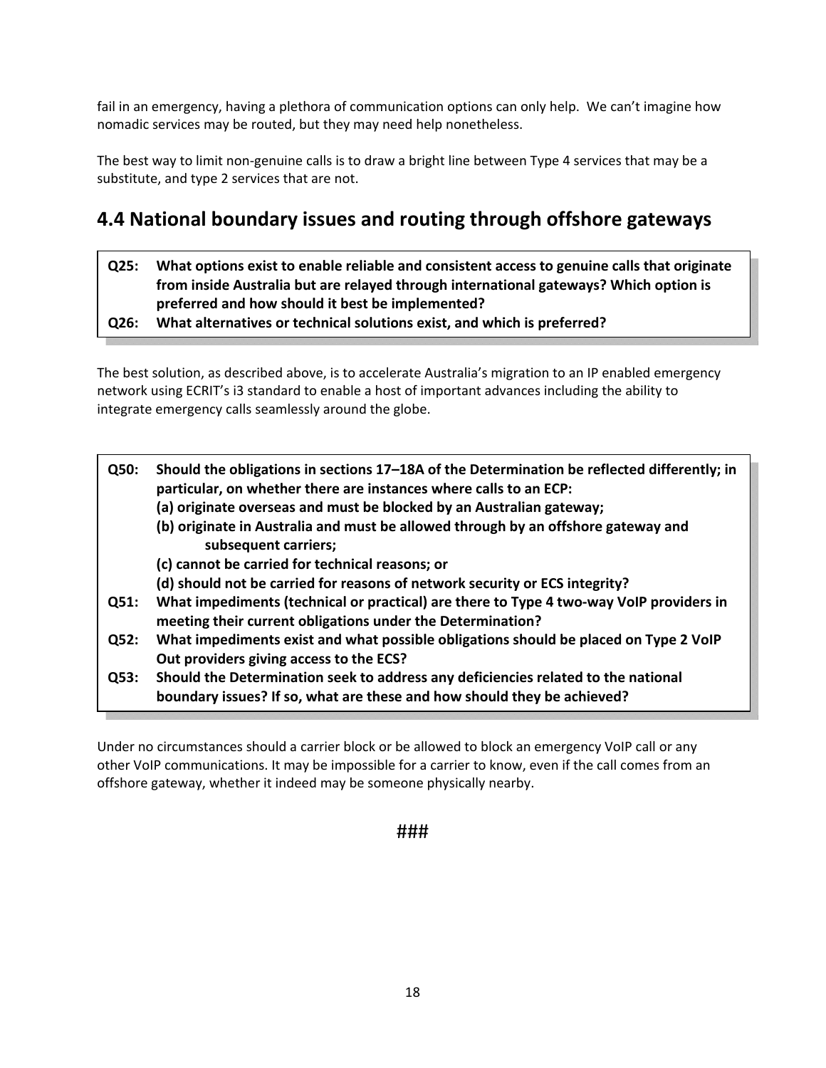fail in an emergency, having a plethora of communication options can only help. We can't imagine how nomadic services may be routed, but they may need help nonetheless.

The best way to limit non-genuine calls is to draw a bright line between Type 4 services that may be a substitute, and type 2 services that are not.

## 4.4 National boundary issues and routing through offshore gateways

**Q25: What options exist to enable reliable and consistent access to genuine calls that originate from inside Australia but are relayed through international gateways? Which option is preferred and how should it best be implemented?**

**Q26: What alternatives or technical solutions exist, and which is preferred?**

The best solution, as described above, is to accelerate Australia's migration to an IP enabled emergency network using ECRIT's i3 standard to enable a host of important advances including the ability to integrate emergency calls seamlessly around the globe.

**Q50: Should the obligations in sections 17–18A of the Determination be reflected differently; in particular, on whether there are instances where calls to an ECP:**
**(a) originate overseas and must be blocked by an Australian gateway;**
**(b) originate in Australia and must be allowed through by an offshore gateway and subsequent carriers;**
**(c) cannot be carried for technical reasons; or**
**(d) should not be carried for reasons of network security or ECS integrity?**

**Q51: What impediments (technical or practical) are there to Type 4 two-way VoIP providers in meeting their current obligations under the Determination?**

**Q52: What impediments exist and what possible obligations should be placed on Type 2 VoIP Out providers giving access to the ECS?**

**Q53: Should the Determination seek to address any deficiencies related to the national boundary issues? If so, what are these and how should they be achieved?**

Under no circumstances should a carrier block or be allowed to block an emergency VoIP call or any other VoIP communications. It may be impossible for a carrier to know, even if the call comes from an offshore gateway, whether it indeed may be someone physically nearby.

###